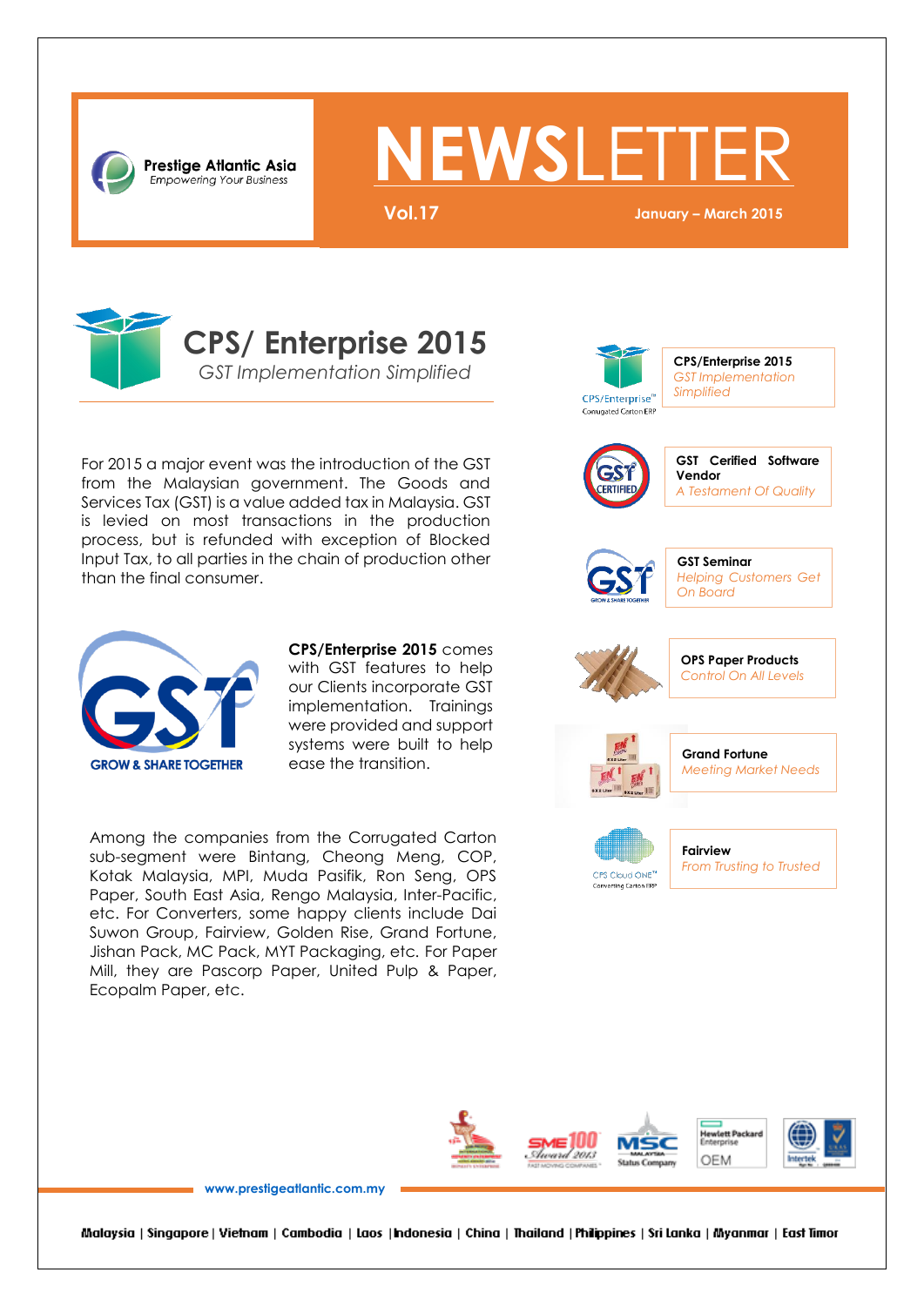Prestige Atlantic Asia
*Empowering Your Business*

# NEWSLETTER

**Vol.17** — **January – March 2015**

## CPS/ Enterprise 2015

*GST Implementation Simplified*

For 2015 a major event was the introduction of the GST from the Malaysian government. The Goods and Services Tax (GST) is a value added tax in Malaysia. GST is levied on most transactions in the production process, but is refunded with exception of Blocked Input Tax, to all parties in the chain of production other than the final consumer.

GST
GROW & SHARE TOGETHER

**CPS/Enterprise 2015** comes with GST features to help our Clients incorporate GST implementation. Trainings were provided and support systems were built to help ease the transition.

Among the companies from the Corrugated Carton sub-segment were Bintang, Cheong Meng, COP, Kotak Malaysia, MPI, Muda Pasifik, Ron Seng, OPS Paper, South East Asia, Rengo Malaysia, Inter-Pacific, etc. For Converters, some happy clients include Dai Suwon Group, Fairview, Golden Rise, Grand Fortune, Jishan Pack, MC Pack, MYT Packaging, etc. For Paper Mill, they are Pascorp Paper, United Pulp & Paper, Ecopalm Paper, etc.

---

**CPS/Enterprise 2015**
*GST Implementation Simplified*

**GST Cerified Software Vendor**
*A Testament Of Quality*

**GST Seminar**
*Helping Customers Get On Board*

**OPS Paper Products**
*Control On All Levels*

**Grand Fortune**
*Meeting Market Needs*

**Fairview**
*From Trusting to Trusted*

www.prestigeatlantic.com.my

Malaysia | Singapore | Vietnam | Cambodia | Laos | Indonesia | China | Thailand | Philippines | Sri Lanka | Myanmar | East Timor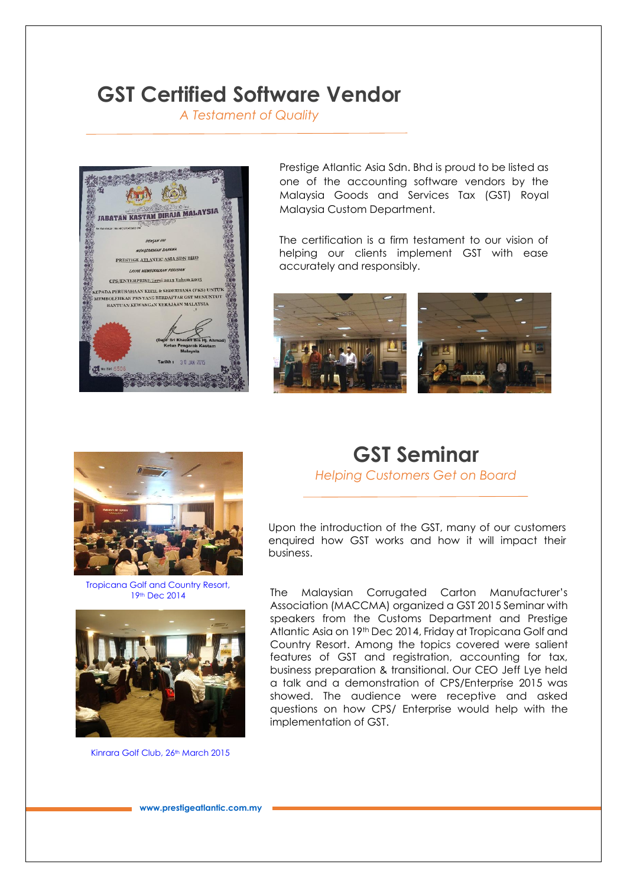# GST Certified Software Vendor

*A Testament of Quality*

Prestige Atlantic Asia Sdn. Bhd is proud to be listed as one of the accounting software vendors by the Malaysia Goods and Services Tax (GST) Royal Malaysia Custom Department.

The certification is a firm testament to our vision of helping our clients implement GST with ease accurately and responsibly.

# GST Seminar

*Helping Customers Get on Board*

Upon the introduction of the GST, many of our customers enquired how GST works and how it will impact their business.

The Malaysian Corrugated Carton Manufacturer's Association (MACCMA) organized a GST 2015 Seminar with speakers from the Customs Department and Prestige Atlantic Asia on 19th Dec 2014, Friday at Tropicana Golf and Country Resort. Among the topics covered were salient features of GST and registration, accounting for tax, business preparation & transitional. Our CEO Jeff Lye held a talk and a demonstration of CPS/Enterprise 2015 was showed. The audience were receptive and asked questions on how CPS/ Enterprise would help with the implementation of GST.

Tropicana Golf and Country Resort, 19th Dec 2014

Kinrara Golf Club, 26th March 2015

www.prestigeatlantic.com.my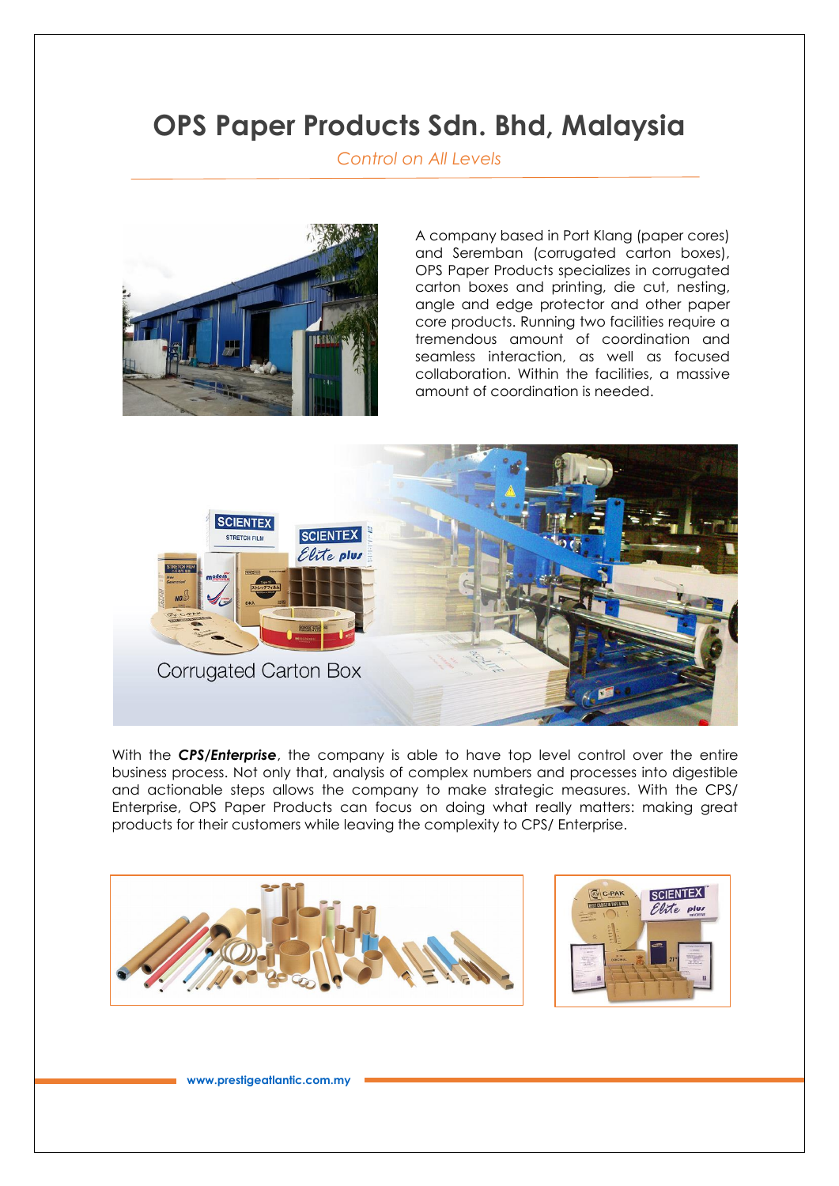# OPS Paper Products Sdn. Bhd, Malaysia

*Control on All Levels*

A company based in Port Klang (paper cores) and Seremban (corrugated carton boxes), OPS Paper Products specializes in corrugated carton boxes and printing, die cut, nesting, angle and edge protector and other paper core products. Running two facilities require a tremendous amount of coordination and seamless interaction, as well as focused collaboration. Within the facilities, a massive amount of coordination is needed.

Corrugated Carton Box

With the ***CPS/Enterprise***, the company is able to have top level control over the entire business process. Not only that, analysis of complex numbers and processes into digestible and actionable steps allows the company to make strategic measures. With the CPS/ Enterprise, OPS Paper Products can focus on doing what really matters: making great products for their customers while leaving the complexity to CPS/ Enterprise.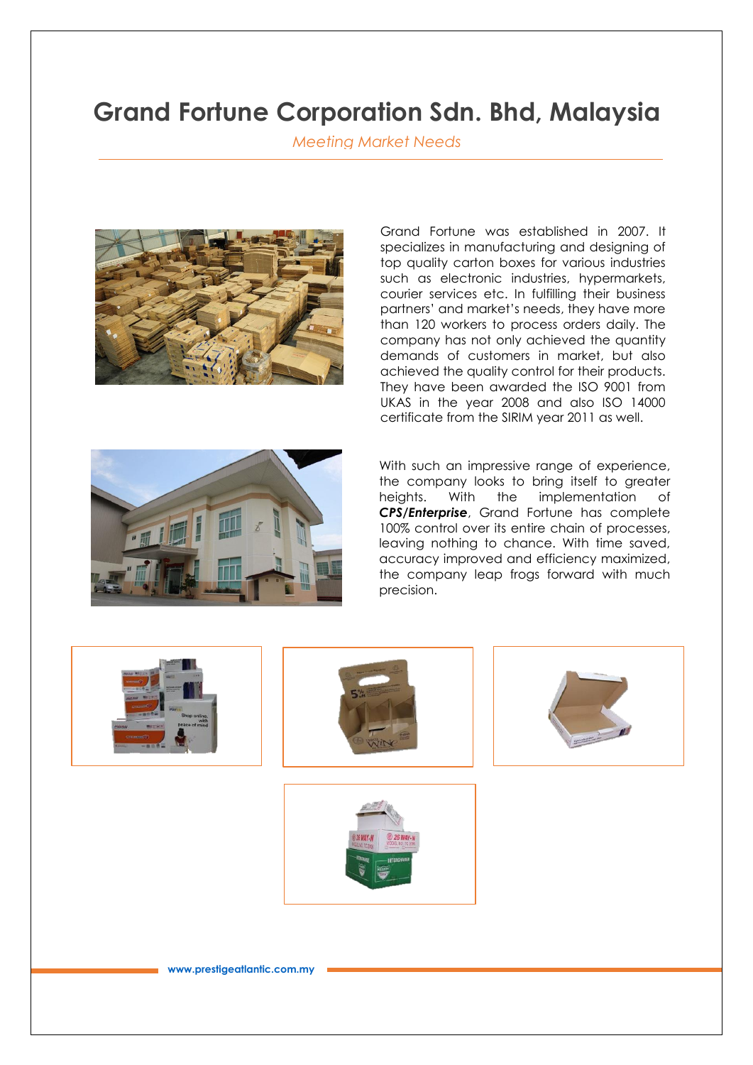# Grand Fortune Corporation Sdn. Bhd, Malaysia

*Meeting Market Needs*

Grand Fortune was established in 2007. It specializes in manufacturing and designing of top quality carton boxes for various industries such as electronic industries, hypermarkets, courier services etc. In fulfilling their business partners' and market's needs, they have more than 120 workers to process orders daily. The company has not only achieved the quantity demands of customers in market, but also achieved the quality control for their products. They have been awarded the ISO 9001 from UKAS in the year 2008 and also ISO 14000 certificate from the SIRIM year 2011 as well.

With such an impressive range of experience, the company looks to bring itself to greater heights. With the implementation of ***CPS/Enterprise***, Grand Fortune has complete 100% control over its entire chain of processes, leaving nothing to chance. With time saved, accuracy improved and efficiency maximized, the company leap frogs forward with much precision.

www.prestigeatlantic.com.my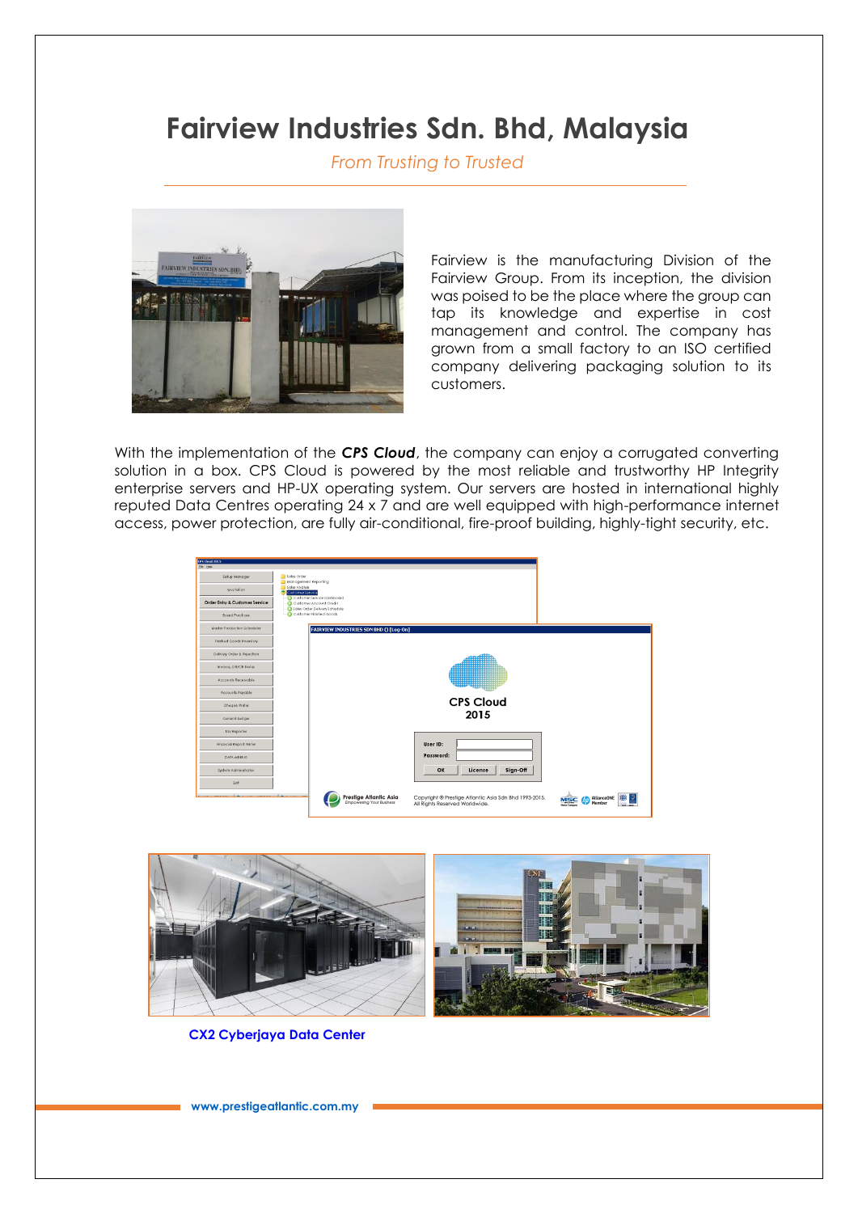# Fairview Industries Sdn. Bhd, Malaysia

*From Trusting to Trusted*

Fairview is the manufacturing Division of the Fairview Group. From its inception, the division was poised to be the place where the group can tap its knowledge and expertise in cost management and control. The company has grown from a small factory to an ISO certified company delivering packaging solution to its customers.

With the implementation of the ***CPS Cloud***, the company can enjoy a corrugated converting solution in a box. CPS Cloud is powered by the most reliable and trustworthy HP Integrity enterprise servers and HP-UX operating system. Our servers are hosted in international highly reputed Data Centres operating 24 x 7 and are well equipped with high-performance internet access, power protection, are fully air-conditional, fire-proof building, highly-tight security, etc.

**CX2 Cyberjaya Data Center**

**www.prestigeatlantic.com.my**